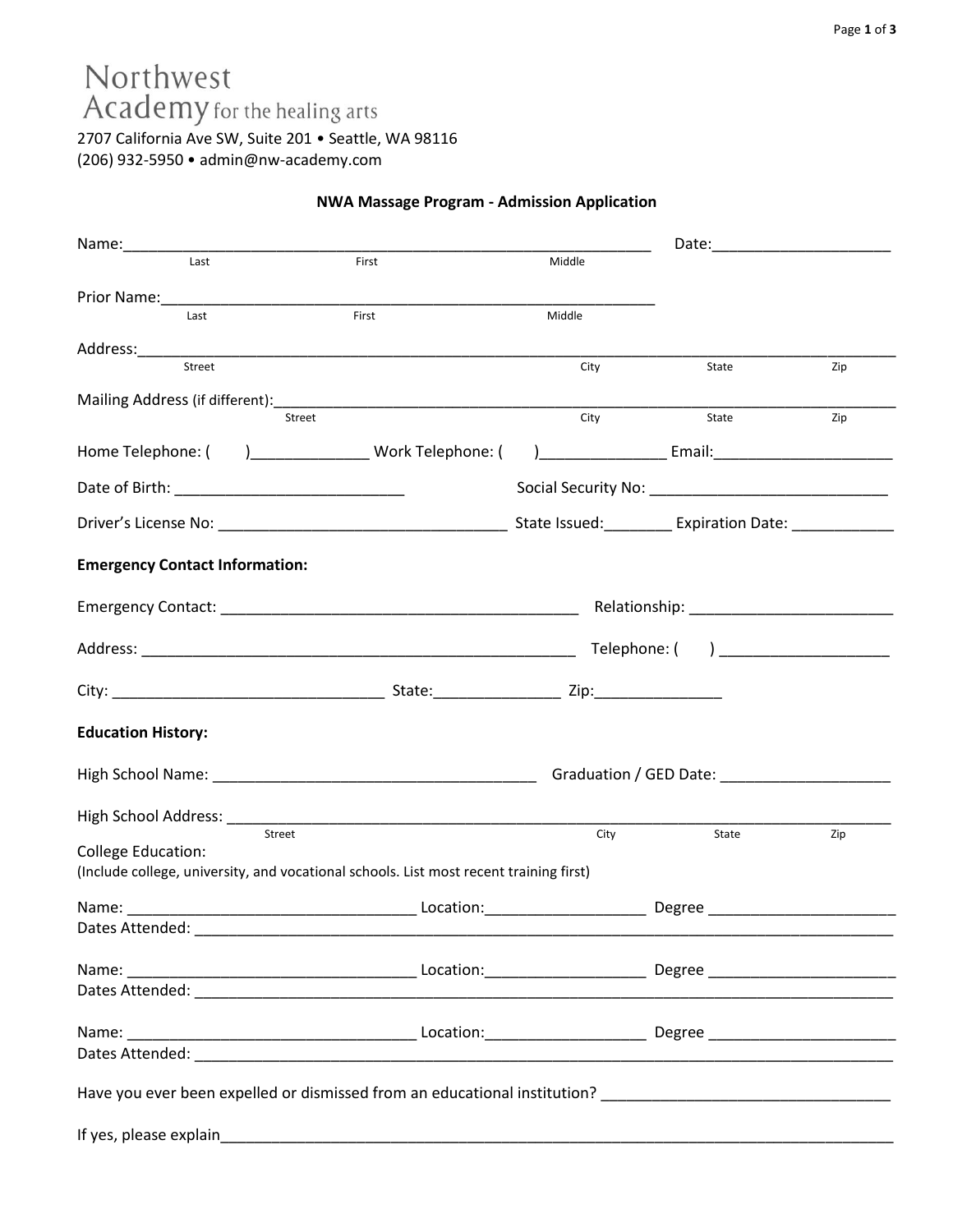Northwest
Academy for the healing arts

2707 California Ave SW, Suite 201 • Seattle, WA 98116
(206) 932-5950 • admin@nw-academy.com

## NWA Massage Program - Admission Application

Name:_______________________________________________________________ Date:_____________________
Last First Middle

Prior Name:_____________________________________________________________
Last First Middle

Address:_____________________________________________________________________________________________
Street City State Zip

Mailing Address (if different):_____________________________________________________________________________
Street City State Zip

Home Telephone: ( )______________ Work Telephone: ( )_______________ Email:______________________

Date of Birth: ___________________________ Social Security No: ____________________________

Driver's License No: ___________________________________ State Issued:________ Expiration Date: ____________

**Emergency Contact Information:**

Emergency Contact: ____________________________________________ Relationship: ________________________

Address: ______________________________________________________ Telephone: ( ) ____________________

City: _________________________________ State:_______________ Zip:_______________

**Education History:**

High School Name: ________________________________________ Graduation / GED Date: ____________________

High School Address: _________________________________________________________________________________
Street City State Zip

College Education:
(Include college, university, and vocational schools. List most recent training first)

Name: ___________________________________ Location:___________________ Degree ______________________
Dates Attended: ______________________________________________________________________________________

Name: ___________________________________ Location:___________________ Degree ______________________
Dates Attended: ______________________________________________________________________________________

Name: ___________________________________ Location:___________________ Degree ______________________
Dates Attended: ______________________________________________________________________________________

Have you ever been expelled or dismissed from an educational institution? __________________________________

If yes, please explain_________________________________________________________________________________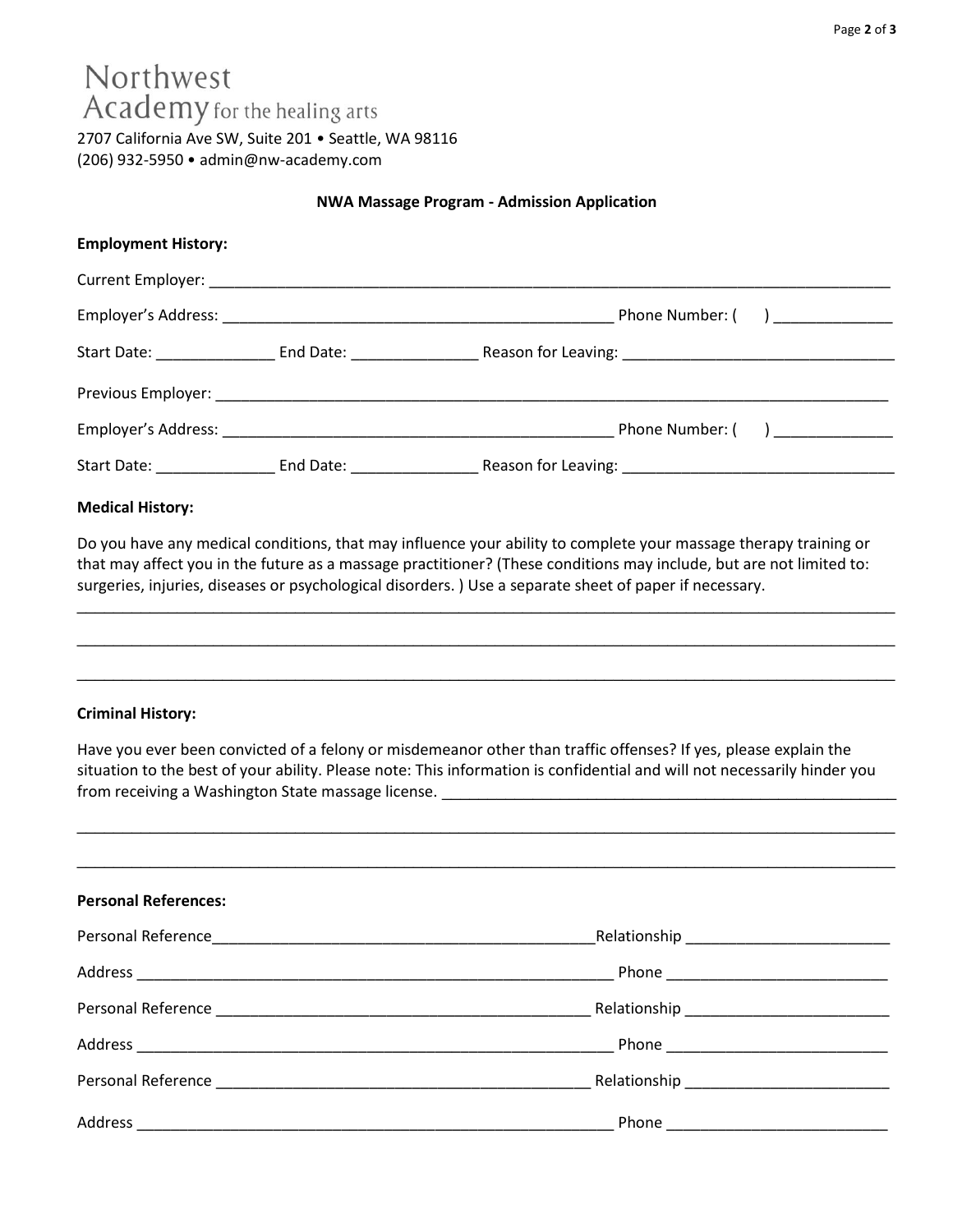Northwest
Academy for the healing arts

2707 California Ave SW, Suite 201 • Seattle, WA 98116
(206) 932-5950 • admin@nw-academy.com

**NWA Massage Program - Admission Application**

**Employment History:**

Current Employer: ___________________________________________________________________________

Employer's Address: ___________________________________________ Phone Number: (     ) _____________

Start Date: _____________ End Date: ______________ Reason for Leaving: _____________________________

Previous Employer: __________________________________________________________________________

Employer's Address: ___________________________________________ Phone Number: (     ) _____________

Start Date: _____________ End Date: ______________ Reason for Leaving: _____________________________

**Medical History:**

Do you have any medical conditions, that may influence your ability to complete your massage therapy training or that may affect you in the future as a massage practitioner? (These conditions may include, but are not limited to: surgeries, injuries, diseases or psychological disorders. ) Use a separate sheet of paper if necessary.

_____________________________________________________________________________________________

_____________________________________________________________________________________________

_____________________________________________________________________________________________

**Criminal History:**

Have you ever been convicted of a felony or misdemeanor other than traffic offenses? If yes, please explain the situation to the best of your ability. Please note: This information is confidential and will not necessarily hinder you from receiving a Washington State massage license. _______________________________________________

_____________________________________________________________________________________________

_____________________________________________________________________________________________

**Personal References:**

Personal Reference___________________________________________Relationship _______________________

Address _____________________________________________________ Phone _________________________

Personal Reference ___________________________________________ Relationship _______________________

Address _____________________________________________________ Phone _________________________

Personal Reference ___________________________________________ Relationship _______________________

Address _____________________________________________________ Phone _________________________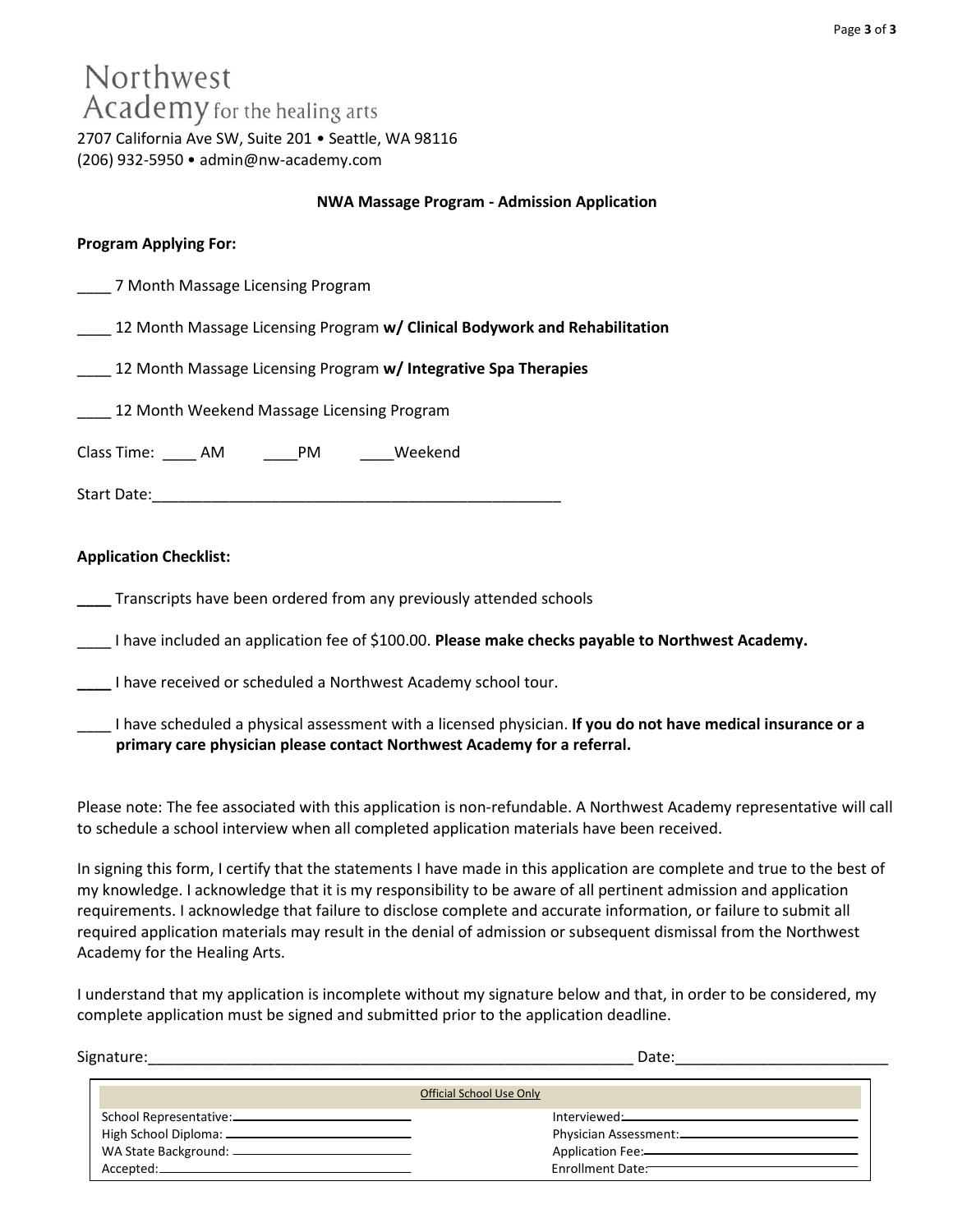Northwest
Academy for the healing arts

2707 California Ave SW, Suite 201 • Seattle, WA 98116
(206) 932-5950 • admin@nw-academy.com

**NWA Massage Program - Admission Application**

**Program Applying For:**

____ 7 Month Massage Licensing Program

____ 12 Month Massage Licensing Program **w/ Clinical Bodywork and Rehabilitation**

____ 12 Month Massage Licensing Program **w/ Integrative Spa Therapies**

____ 12 Month Weekend Massage Licensing Program

Class Time: ____ AM ____PM ____Weekend

Start Date:_________________________________________________

**Application Checklist:**

**____** Transcripts have been ordered from any previously attended schools

____ I have included an application fee of $100.00. **Please make checks payable to Northwest Academy.**

**____** I have received or scheduled a Northwest Academy school tour.

____ I have scheduled a physical assessment with a licensed physician. **If you do not have medical insurance or a primary care physician please contact Northwest Academy for a referral.**

Please note: The fee associated with this application is non-refundable. A Northwest Academy representative will call to schedule a school interview when all completed application materials have been received.

In signing this form, I certify that the statements I have made in this application are complete and true to the best of my knowledge. I acknowledge that it is my responsibility to be aware of all pertinent admission and application requirements. I acknowledge that failure to disclose complete and accurate information, or failure to submit all required application materials may result in the denial of admission or subsequent dismissal from the Northwest Academy for the Healing Arts.

I understand that my application is incomplete without my signature below and that, in order to be considered, my complete application must be signed and submitted prior to the application deadline.

Signature:___________________________________________________________ Date:_________________________

| Official School Use Only | |
| --- | --- |
| School Representative: | Interviewed: |
| High School Diploma: | Physician Assessment: |
| WA State Background: | Application Fee: |
| Accepted: | Enrollment Date: |